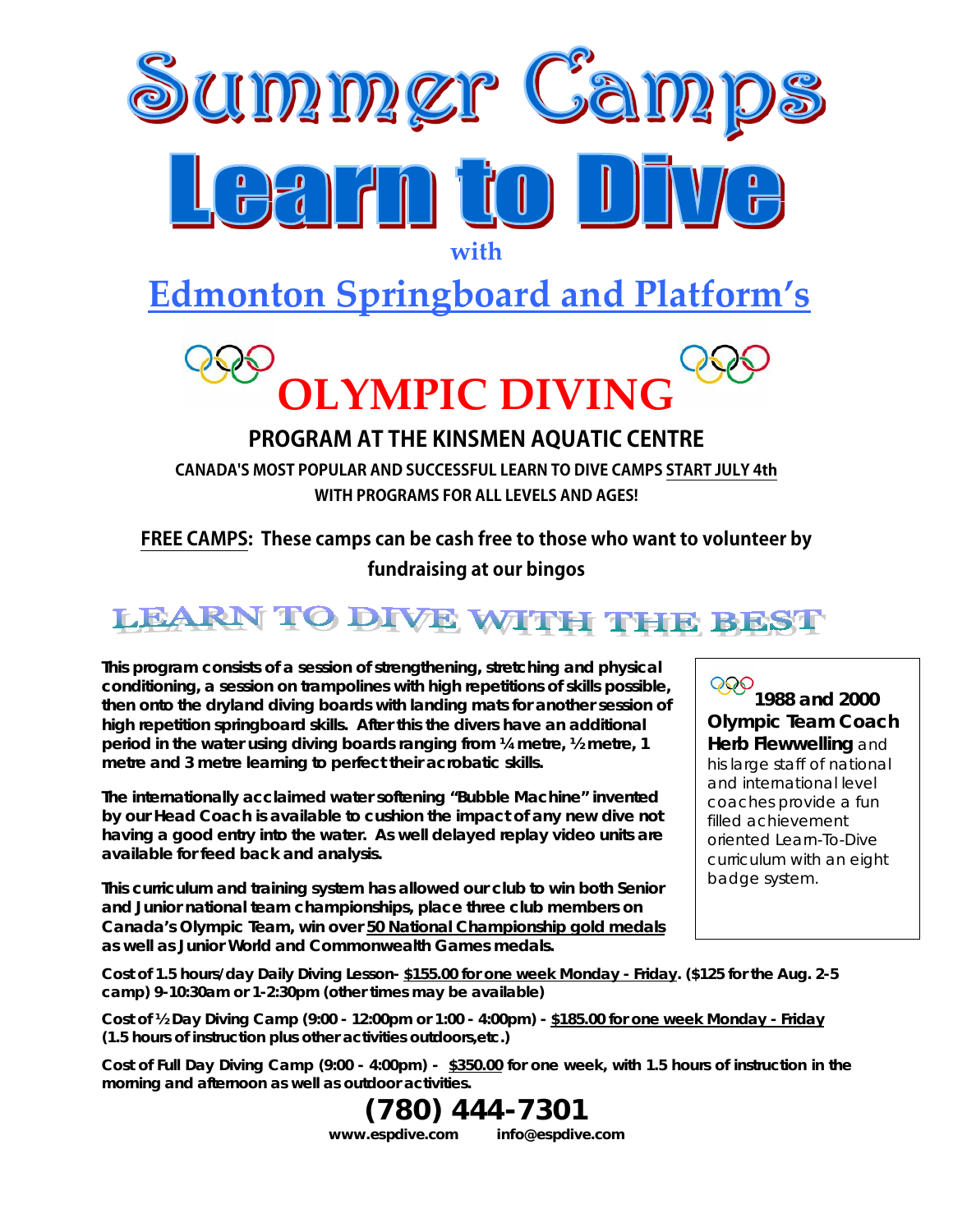# Summer Camps

# Learn to Dive

**with**

## Edmonton Springboard and Platform's

# OLYMPIC DIVING

### PROGRAM AT THE KINSMEN AQUATIC CENTRE

**CANADA'S MOST POPULAR AND SUCCESSFUL LEARN TO DIVE CAMPS START JULY 4th WITH PROGRAMS FOR ALL LEVELS AND AGES!**

**FREE CAMPS: These camps can be cash free to those who want to volunteer by fundraising at our bingos**

## LEARN TO DIVE WITH THE BEST

**This program consists of a session of strengthening, stretching and physical conditioning, a session on trampolines with high repetitions of skills possible, then onto the dryland diving boards with landing mats for another session of high repetition springboard skills. After this the divers have an additional period in the water using diving boards ranging from ¼ metre, ½ metre, 1 metre and 3 metre learning to perfect their acrobatic skills.**

**The internationally acclaimed water softening "Bubble Machine" invented by our Head Coach is available to cushion the impact of any new dive not having a good entry into the water. As well delayed replay video units are available for feed back and analysis.**

**This curriculum and training system has allowed our club to win both Senior and Junior national team championships, place three club members on Canada's Olympic Team, win over 50 National Championship gold medals as well as Junior World and Commonwealth Games medals.**

**1988 and 2000 Olympic Team Coach Herb Flewwelling** and his large staff of national and international level coaches provide a fun filled achievement oriented Learn-To-Dive curriculum with an eight badge system.

**Cost of 1.5 hours/day Daily Diving Lesson- $155.00 for one week Monday - Friday. ($125 for the Aug. 2-5 camp) 9-10:30am or 1-2:30pm (other times may be available)**

**Cost of ½ Day Diving Camp (9:00 - 12:00pm or 1:00 - 4:00pm) - $185.00 for one week Monday - Friday (1.5 hours of instruction plus other activities outdoors,etc.)**

**Cost of Full Day Diving Camp (9:00 - 4:00pm) - $350.00 for one week, with 1.5 hours of instruction in the morning and afternoon as well as outdoor activities.**

**(780) 444-7301**

**www.espdive.com info@espdive.com**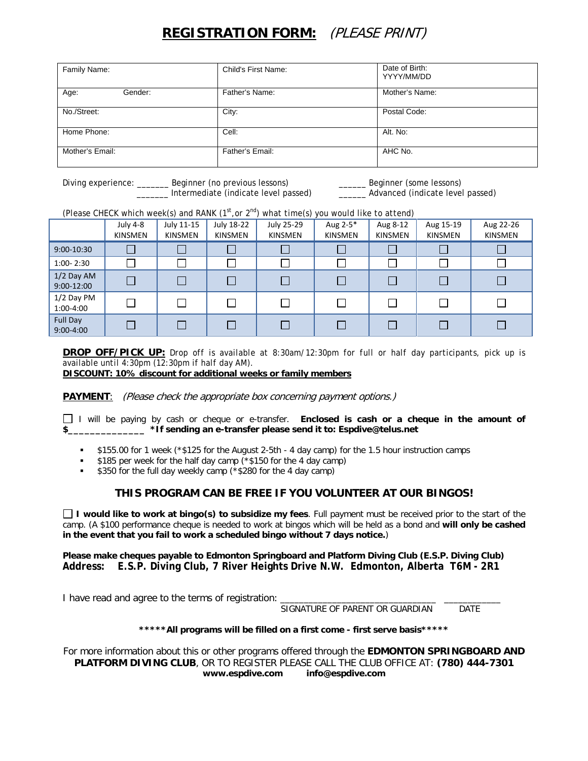# **REGISTRATION FORM:** *(PLEASE PRINT)*

| | | |
|---|---|---|
| Family Name: | Child's First Name: | Date of Birth: YYYY/MM/DD |
| Age: Gender: | Father's Name: | Mother's Name: |
| No./Street: | City: | Postal Code: |
| Home Phone: | Cell: | Alt. No: |
| Mother's Email: | Father's Email: | AHC No. |

Diving experience: _______ Beginner (no previous lessons) ______ Beginner (some lessons)
_______ Intermediate (indicate level passed) ______ Advanced (indicate level passed)

(Please CHECK which week(s) and RANK (1st, or 2nd) what time(s) you would like to attend)

| | July 4-8 KINSMEN | July 11-15 KINSMEN | July 18-22 KINSMEN | July 25-29 KINSMEN | Aug 2-5* KINSMEN | Aug 8-12 KINSMEN | Aug 15-19 KINSMEN | Aug 22-26 KINSMEN |
|---|---|---|---|---|---|---|---|---|
| 9:00-10:30 | ☐ | ☐ | ☐ | ☐ | ☐ | ☐ | ☐ | ☐ |
| 1:00- 2:30 | ☐ | ☐ | ☐ | ☐ | ☐ | ☐ | ☐ | ☐ |
| 1/2 Day AM 9:00-12:00 | ☐ | ☐ | ☐ | ☐ | ☐ | ☐ | ☐ | ☐ |
| 1/2 Day PM 1:00-4:00 | ☐ | ☐ | ☐ | ☐ | ☐ | ☐ | ☐ | ☐ |
| Full Day 9:00-4:00 | ☐ | ☐ | ☐ | ☐ | ☐ | ☐ | ☐ | ☐ |

**DROP OFF/PICK UP:** Drop off is available at 8:30am/12:30pm for full or half day participants, pick up is available until 4:30pm (12:30pm if half day AM).
**DISCOUNT: 10% discount for additional weeks or family members**

**PAYMENT**: *(Please check the appropriate box concerning payment options.)*

☐ I will be paying by cash or cheque or e-transfer. **Enclosed is cash or a cheque in the amount of $______________ *If sending an e-transfer please send it to: Espdive@telus.net**

- $155.00 for 1 week (*$125 for the August 2-5th - 4 day camp) for the 1.5 hour instruction camps
- $185 per week for the half day camp (*$150 for the 4 day camp)
- $350 for the full day weekly camp (*$280 for the 4 day camp)

## THIS PROGRAM CAN BE FREE IF YOU VOLUNTEER AT OUR BINGOS!

☐ **I would like to work at bingo(s) to subsidize my fees**. Full payment must be received prior to the start of the camp. (A $100 performance cheque is needed to work at bingos which will be held as a bond and **will only be cashed in the event that you fail to work a scheduled bingo without 7 days notice.**)

**Please make cheques payable to Edmonton Springboard and Platform Diving Club (E.S.P. Diving Club)**
**Address: E.S.P. Diving Club, 7 River Heights Drive N.W. Edmonton, Alberta T6M - 2R1**

I have read and agree to the terms of registration: ______________________________ ___________
SIGNATURE OF PARENT OR GUARDIAN DATE

**\*\*\*\*\*All programs will be filled on a first come - first serve basis\*\*\*\*\***

For more information about this or other programs offered through the **EDMONTON SPRINGBOARD AND PLATFORM DIVING CLUB**, OR TO REGISTER PLEASE CALL THE CLUB OFFICE AT: **(780) 444-7301**
**www.espdive.com info@espdive.com**